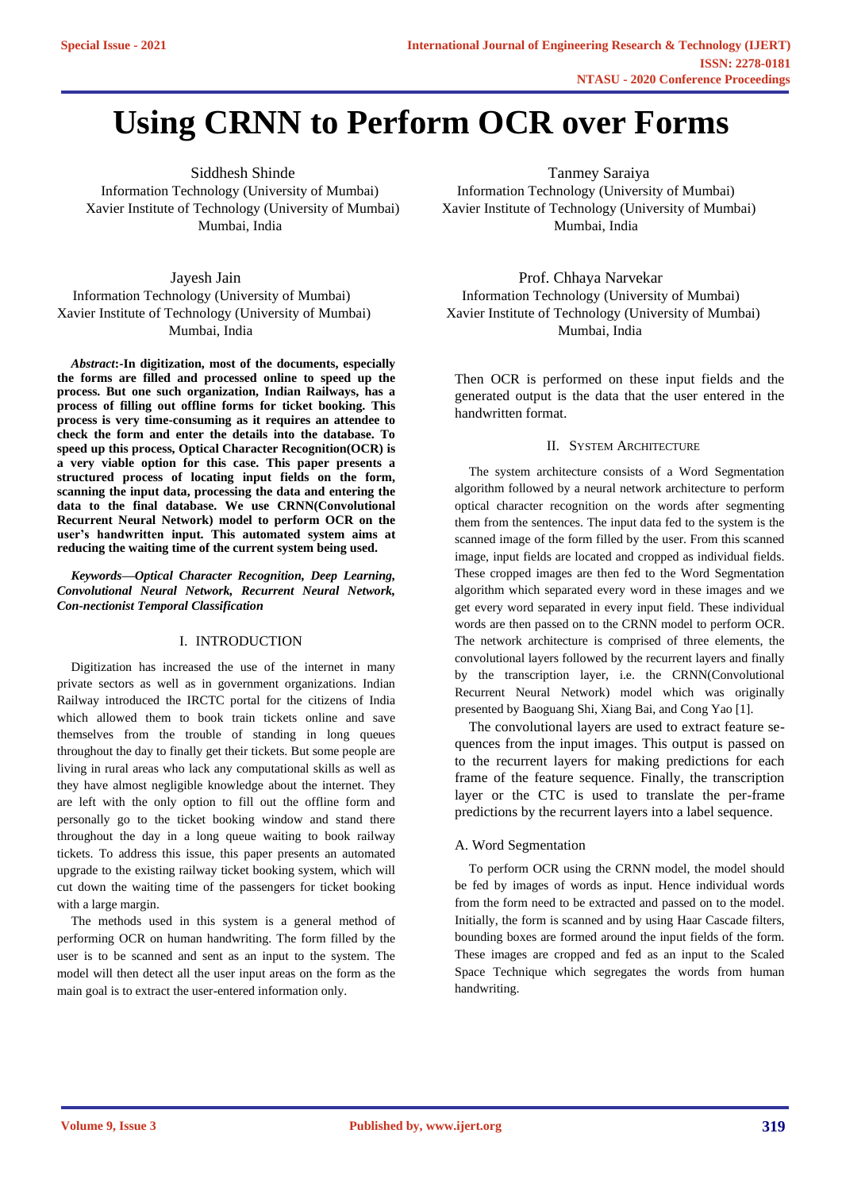# Using CRNN to Perform OCR over Forms

Siddhesh Shinde
Information Technology (University of Mumbai)
Xavier Institute of Technology (University of Mumbai)
Mumbai, India

Tanmey Saraiya
Information Technology (University of Mumbai)
Xavier Institute of Technology (University of Mumbai)
Mumbai, India

Jayesh Jain
Information Technology (University of Mumbai)
Xavier Institute of Technology (University of Mumbai)
Mumbai, India

Prof. Chhaya Narvekar
Information Technology (University of Mumbai)
Xavier Institute of Technology (University of Mumbai)
Mumbai, India

***Abstract*:-In digitization, most of the documents, especially the forms are filled and processed online to speed up the process. But one such organization, Indian Railways, has a process of filling out offline forms for ticket booking. This process is very time-consuming as it requires an attendee to check the form and enter the details into the database. To speed up this process, Optical Character Recognition(OCR) is a very viable option for this case. This paper presents a structured process of locating input fields on the form, scanning the input data, processing the data and entering the data to the final database. We use CRNN(Convolutional Recurrent Neural Network) model to perform OCR on the user's handwritten input. This automated system aims at reducing the waiting time of the current system being used.**

***Keywords—Optical Character Recognition, Deep Learning, Convolutional Neural Network, Recurrent Neural Network, Con-nectionist Temporal Classification***

## I. INTRODUCTION

Digitization has increased the use of the internet in many private sectors as well as in government organizations. Indian Railway introduced the IRCTC portal for the citizens of India which allowed them to book train tickets online and save themselves from the trouble of standing in long queues throughout the day to finally get their tickets. But some people are living in rural areas who lack any computational skills as well as they have almost negligible knowledge about the internet. They are left with the only option to fill out the offline form and personally go to the ticket booking window and stand there throughout the day in a long queue waiting to book railway tickets. To address this issue, this paper presents an automated upgrade to the existing railway ticket booking system, which will cut down the waiting time of the passengers for ticket booking with a large margin.

The methods used in this system is a general method of performing OCR on human handwriting. The form filled by the user is to be scanned and sent as an input to the system. The model will then detect all the user input areas on the form as the main goal is to extract the user-entered information only. Then OCR is performed on these input fields and the generated output is the data that the user entered in the handwritten format.

## II. System Architecture

The system architecture consists of a Word Segmentation algorithm followed by a neural network architecture to perform optical character recognition on the words after segmenting them from the sentences. The input data fed to the system is the scanned image of the form filled by the user. From this scanned image, input fields are located and cropped as individual fields. These cropped images are then fed to the Word Segmentation algorithm which separated every word in these images and we get every word separated in every input field. These individual words are then passed on to the CRNN model to perform OCR. The network architecture is comprised of three elements, the convolutional layers followed by the recurrent layers and finally by the transcription layer, i.e. the CRNN(Convolutional Recurrent Neural Network) model which was originally presented by Baoguang Shi, Xiang Bai, and Cong Yao [1].

The convolutional layers are used to extract feature se-quences from the input images. This output is passed on to the recurrent layers for making predictions for each frame of the feature sequence. Finally, the transcription layer or the CTC is used to translate the per-frame predictions by the recurrent layers into a label sequence.

### A. Word Segmentation

To perform OCR using the CRNN model, the model should be fed by images of words as input. Hence individual words from the form need to be extracted and passed on to the model. Initially, the form is scanned and by using Haar Cascade filters, bounding boxes are formed around the input fields of the form. These images are cropped and fed as an input to the Scaled Space Technique which segregates the words from human handwriting.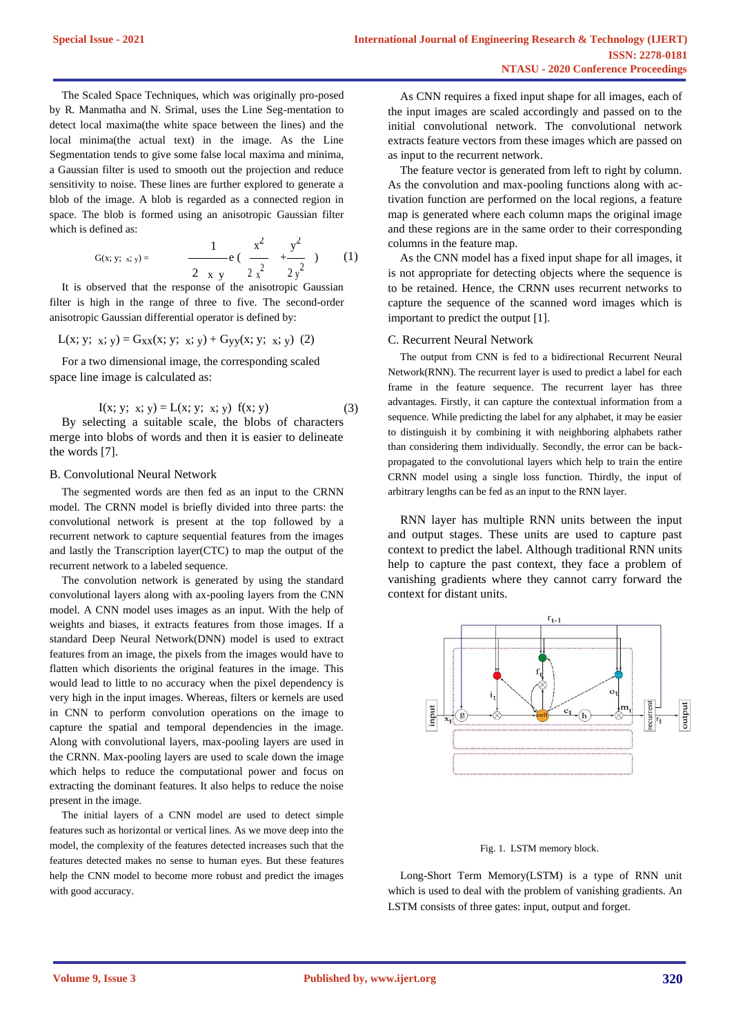The Scaled Space Techniques, which was originally pro-posed by R. Manmatha and N. Srimal, uses the Line Seg-mentation to detect local maxima(the white space between the lines) and the local minima(the actual text) in the image. As the Line Segmentation tends to give some false local maxima and minima, a Gaussian filter is used to smooth out the projection and reduce sensitivity to noise. These lines are further explored to generate a blob of the image. A blob is regarded as a connected region in space. The blob is formed using an anisotropic Gaussian filter which is defined as:

$$G(x; y; \sigma_x; \sigma_y) = \frac{1}{2\pi\sigma_x\sigma_y} e^{-\left(\frac{x^2}{2\sigma_x^2} + \frac{y^2}{2\sigma_y^2}\right)} \quad (1)$$

It is observed that the response of the anisotropic Gaussian filter is high in the range of three to five. The second-order anisotropic Gaussian differential operator is defined by:

$$L(x; y; \sigma_x; \sigma_y) = G_{xx}(x; y; \sigma_x; \sigma_y) + G_{yy}(x; y; \sigma_x; \sigma_y) \quad (2)$$

For a two dimensional image, the corresponding scaled space line image is calculated as:

$$I(x; y; \sigma_x; \sigma_y) = L(x; y; \sigma_x; \sigma_y) \ast f(x; y) \quad (3)$$

By selecting a suitable scale, the blobs of characters merge into blobs of words and then it is easier to delineate the words [7].

## B. Convolutional Neural Network

The segmented words are then fed as an input to the CRNN model. The CRNN model is briefly divided into three parts: the convolutional network is present at the top followed by a recurrent network to capture sequential features from the images and lastly the Transcription layer(CTC) to map the output of the recurrent network to a labeled sequence.

The convolution network is generated by using the standard convolutional layers along with ax-pooling layers from the CNN model. A CNN model uses images as an input. With the help of weights and biases, it extracts features from those images. If a standard Deep Neural Network(DNN) model is used to extract features from an image, the pixels from the images would have to flatten which disorients the original features in the image. This would lead to little to no accuracy when the pixel dependency is very high in the input images. Whereas, filters or kernels are used in CNN to perform convolution operations on the image to capture the spatial and temporal dependencies in the image. Along with convolutional layers, max-pooling layers are used in the CRNN. Max-pooling layers are used to scale down the image which helps to reduce the computational power and focus on extracting the dominant features. It also helps to reduce the noise present in the image.

The initial layers of a CNN model are used to detect simple features such as horizontal or vertical lines. As we move deep into the model, the complexity of the features detected increases such that the features detected makes no sense to human eyes. But these features help the CNN model to become more robust and predict the images with good accuracy.

As CNN requires a fixed input shape for all images, each of the input images are scaled accordingly and passed on to the initial convolutional network. The convolutional network extracts feature vectors from these images which are passed on as input to the recurrent network.

The feature vector is generated from left to right by column. As the convolution and max-pooling functions along with ac-tivation function are performed on the local regions, a feature map is generated where each column maps the original image and these regions are in the same order to their corresponding columns in the feature map.

As the CNN model has a fixed input shape for all images, it is not appropriate for detecting objects where the sequence is to be retained. Hence, the CRNN uses recurrent networks to capture the sequence of the scanned word images which is important to predict the output [1].

## C. Recurrent Neural Network

The output from CNN is fed to a bidirectional Recurrent Neural Network(RNN). The recurrent layer is used to predict a label for each frame in the feature sequence. The recurrent layer has three advantages. Firstly, it can capture the contextual information from a sequence. While predicting the label for any alphabet, it may be easier to distinguish it by combining it with neighboring alphabets rather than considering them individually. Secondly, the error can be back-propagated to the convolutional layers which help to train the entire CRNN model using a single loss function. Thirdly, the input of arbitrary lengths can be fed as an input to the RNN layer.

RNN layer has multiple RNN units between the input and output stages. These units are used to capture past context to predict the label. Although traditional RNN units help to capture the past context, they face a problem of vanishing gradients where they cannot carry forward the context for distant units.

Fig. 1. LSTM memory block.

Long-Short Term Memory(LSTM) is a type of RNN unit which is used to deal with the problem of vanishing gradients. An LSTM consists of three gates: input, output and forget.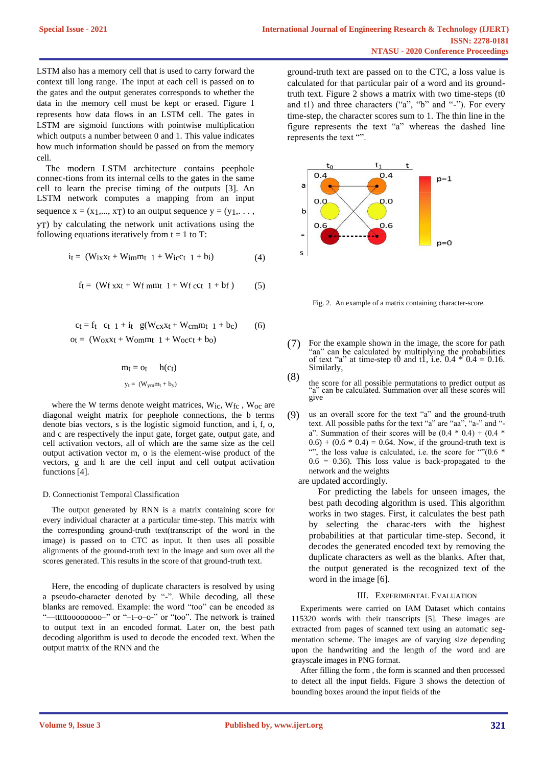LSTM also has a memory cell that is used to carry forward the context till long range. The input at each cell is passed on to the gates and the output generates corresponds to whether the data in the memory cell must be kept or erased. Figure 1 represents how data flows in an LSTM cell. The gates in LSTM are sigmoid functions with pointwise multiplication which outputs a number between 0 and 1. This value indicates how much information should be passed on from the memory cell.

The modern LSTM architecture contains peephole connec-tions from its internal cells to the gates in the same cell to learn the precise timing of the outputs [3]. An LSTM network computes a mapping from an input sequence $x = (x_1,..., x_T)$ to an output sequence $y = (y_1,. . . , y_T)$ by calculating the network unit activations using the following equations iteratively from t = 1 to T:

$$i_t = (W_{ix}x_t + W_{im}m_{t\ 1} + W_{ic}c_{t\ 1} + b_i) \quad (4)$$

$$f_t = (W_{f\,x}x_t + W_{f\,m}m_{t\ 1} + W_{f\,c}c_{t\ 1} + b_f) \quad (5)$$

$$c_t = f_t \quad c_{t\ 1} + i_t \quad g(W_{cx}x_t + W_{cm}m_{t\ 1} + b_c) \quad (6)$$

$$o_t = (W_{ox}x_t + W_{om}m_{t\ 1} + W_{oc}c_t + b_o)$$

$$m_t = o_t \quad h(c_t)$$

$$y_t = (W_{ym}m_t + b_y)$$

where the W terms denote weight matrices, $W_{ic}$, $W_{fc}$ , $W_{oc}$ are diagonal weight matrix for peephole connections, the b terms denote bias vectors, s is the logistic sigmoid function, and i, f, o, and c are respectively the input gate, forget gate, output gate, and cell activation vectors, all of which are the same size as the cell output activation vector m, o is the element-wise product of the vectors, g and h are the cell input and cell output activation functions [4].

D. Connectionist Temporal Classification

The output generated by RNN is a matrix containing score for every individual character at a particular time-step. This matrix with the corresponding ground-truth text(transcript of the word in the image) is passed on to CTC as input. It then uses all possible alignments of the ground-truth text in the image and sum over all the scores generated. This results in the score of that ground-truth text.

Here, the encoding of duplicate characters is resolved by using a pseudo-character denoted by "-". While decoding, all these blanks are removed. Example: the word "too" can be encoded as "—tttttoooooooo–" or "–t–o–o-" or "too". The network is trained to output text in an encoded format. Later on, the best path decoding algorithm is used to decode the encoded text. When the output matrix of the RNN and the ground-truth text are passed on to the CTC, a loss value is calculated for that particular pair of a word and its ground-truth text. Figure 2 shows a matrix with two time-steps (t0 and t1) and three characters ("a", "b" and "-"). For every time-step, the character scores sum to 1. The thin line in the figure represents the text "a" whereas the dashed line represents the text "".

Fig. 2. An example of a matrix containing character-score.

(7) For the example shown in the image, the score for path "aa" can be calculated by multiplying the probabilities of text "a" at time-step t0 and t1, i.e. 0.4 * 0.4 = 0.16. Similarly,

(8) the score for all possible permutations to predict output as "a" can be calculated. Summation over all these scores will give

(9) us an overall score for the text "a" and the ground-truth text. All possible paths for the text "a" are "aa", "a-" and "-a". Summation of their scores will be (0.4 * 0.4) + (0.4 * 0.6) + (0.6 * 0.4) = 0.64. Now, if the ground-truth text is "", the loss value is calculated, i.e. the score for ""(0.6 * 0.6 = 0.36). This loss value is back-propagated to the network and the weights are updated accordingly.

For predicting the labels for unseen images, the best path decoding algorithm is used. This algorithm works in two stages. First, it calculates the best path by selecting the charac-ters with the highest probabilities at that particular time-step. Second, it decodes the generated encoded text by removing the duplicate characters as well as the blanks. After that, the output generated is the recognized text of the word in the image [6].

## III. EXPERIMENTAL EVALUATION

Experiments were carried on IAM Dataset which contains 115320 words with their transcripts [5]. These images are extracted from pages of scanned text using an automatic seg-mentation scheme. The images are of varying size depending upon the handwriting and the length of the word and are grayscale images in PNG format.

After filling the form , the form is scanned and then processed to detect all the input fields. Figure 3 shows the detection of bounding boxes around the input fields of the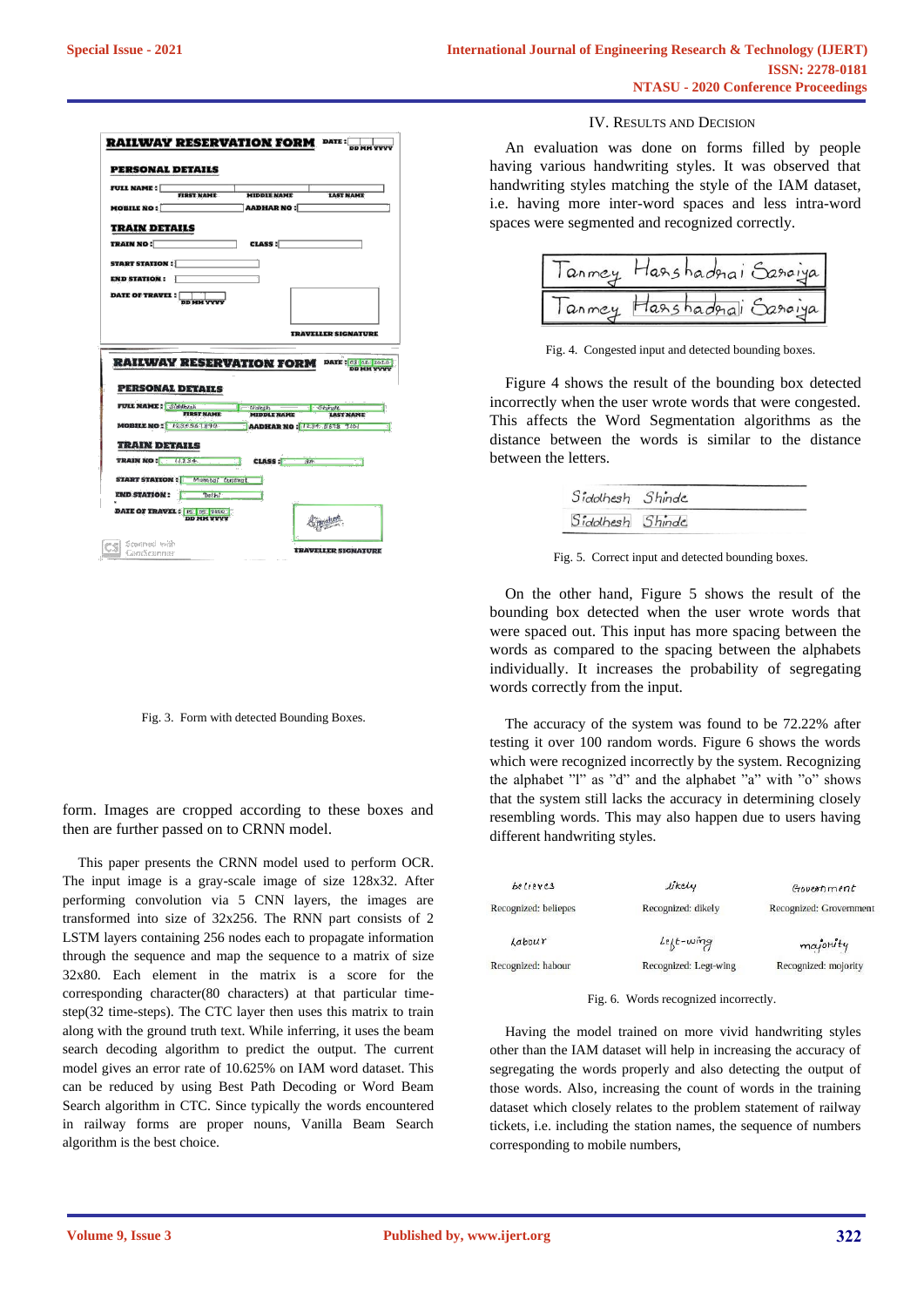Fig. 3. Form with detected Bounding Boxes.

form. Images are cropped according to these boxes and then are further passed on to CRNN model.

This paper presents the CRNN model used to perform OCR. The input image is a gray-scale image of size 128x32. After performing convolution via 5 CNN layers, the images are transformed into size of 32x256. The RNN part consists of 2 LSTM layers containing 256 nodes each to propagate information through the sequence and map the sequence to a matrix of size 32x80. Each element in the matrix is a score for the corresponding character(80 characters) at that particular time-step(32 time-steps). The CTC layer then uses this matrix to train along with the ground truth text. While inferring, it uses the beam search decoding algorithm to predict the output. The current model gives an error rate of 10.625% on IAM word dataset. This can be reduced by using Best Path Decoding or Word Beam Search algorithm in CTC. Since typically the words encountered in railway forms are proper nouns, Vanilla Beam Search algorithm is the best choice.

## IV. Results and Decision

An evaluation was done on forms filled by people having various handwriting styles. It was observed that handwriting styles matching the style of the IAM dataset, i.e. having more inter-word spaces and less intra-word spaces were segmented and recognized correctly.

Fig. 4. Congested input and detected bounding boxes.

Figure 4 shows the result of the bounding box detected incorrectly when the user wrote words that were congested. This affects the Word Segmentation algorithms as the distance between the words is similar to the distance between the letters.

Fig. 5. Correct input and detected bounding boxes.

On the other hand, Figure 5 shows the result of the bounding box detected when the user wrote words that were spaced out. This input has more spacing between the words as compared to the spacing between the alphabets individually. It increases the probability of segregating words correctly from the input.

The accuracy of the system was found to be 72.22% after testing it over 100 random words. Figure 6 shows the words which were recognized incorrectly by the system. Recognizing the alphabet "l" as "d" and the alphabet "a" with "o" shows that the system still lacks the accuracy in determining closely resembling words. This may also happen due to users having different handwriting styles.

Recognized: beliepes | Recognized: dikely | Recognized: Grovernment

Recognized: habour | Recognized: Legt-wing | Recognized: mojority

Fig. 6. Words recognized incorrectly.

Having the model trained on more vivid handwriting styles other than the IAM dataset will help in increasing the accuracy of segregating the words properly and also detecting the output of those words. Also, increasing the count of words in the training dataset which closely relates to the problem statement of railway tickets, i.e. including the station names, the sequence of numbers corresponding to mobile numbers,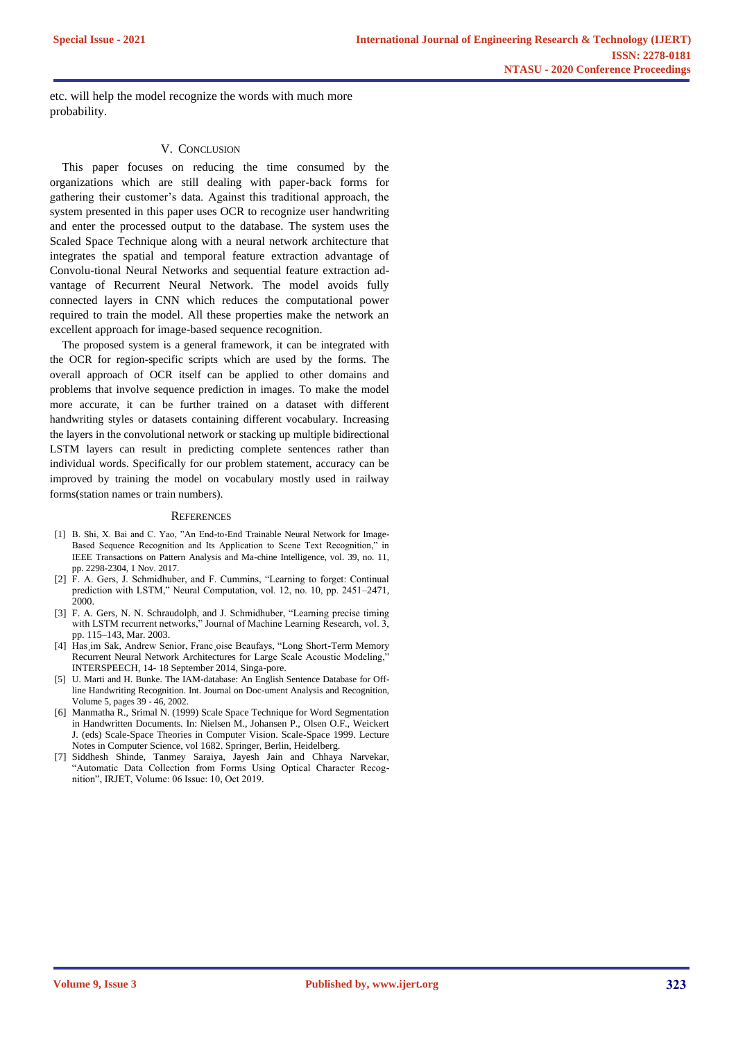etc. will help the model recognize the words with much more probability.

## V. Conclusion

This paper focuses on reducing the time consumed by the organizations which are still dealing with paper-back forms for gathering their customer's data. Against this traditional approach, the system presented in this paper uses OCR to recognize user handwriting and enter the processed output to the database. The system uses the Scaled Space Technique along with a neural network architecture that integrates the spatial and temporal feature extraction advantage of Convolu-tional Neural Networks and sequential feature extraction ad-vantage of Recurrent Neural Network. The model avoids fully connected layers in CNN which reduces the computational power required to train the model. All these properties make the network an excellent approach for image-based sequence recognition.

The proposed system is a general framework, it can be integrated with the OCR for region-specific scripts which are used by the forms. The overall approach of OCR itself can be applied to other domains and problems that involve sequence prediction in images. To make the model more accurate, it can be further trained on a dataset with different handwriting styles or datasets containing different vocabulary. Increasing the layers in the convolutional network or stacking up multiple bidirectional LSTM layers can result in predicting complete sentences rather than individual words. Specifically for our problem statement, accuracy can be improved by training the model on vocabulary mostly used in railway forms(station names or train numbers).

## References

[1] B. Shi, X. Bai and C. Yao, "An End-to-End Trainable Neural Network for Image-Based Sequence Recognition and Its Application to Scene Text Recognition," in IEEE Transactions on Pattern Analysis and Ma-chine Intelligence, vol. 39, no. 11, pp. 2298-2304, 1 Nov. 2017.

[2] F. A. Gers, J. Schmidhuber, and F. Cummins, "Learning to forget: Continual prediction with LSTM," Neural Computation, vol. 12, no. 10, pp. 2451–2471, 2000.

[3] F. A. Gers, N. N. Schraudolph, and J. Schmidhuber, "Learning precise timing with LSTM recurrent networks," Journal of Machine Learning Research, vol. 3, pp. 115–143, Mar. 2003.

[4] Has¸im Sak, Andrew Senior, Franc¸oise Beaufays, "Long Short-Term Memory Recurrent Neural Network Architectures for Large Scale Acoustic Modeling," INTERSPEECH, 14- 18 September 2014, Singa-pore.

[5] U. Marti and H. Bunke. The IAM-database: An English Sentence Database for Off-line Handwriting Recognition. Int. Journal on Doc-ument Analysis and Recognition, Volume 5, pages 39 - 46, 2002.

[6] Manmatha R., Srimal N. (1999) Scale Space Technique for Word Segmentation in Handwritten Documents. In: Nielsen M., Johansen P., Olsen O.F., Weickert J. (eds) Scale-Space Theories in Computer Vision. Scale-Space 1999. Lecture Notes in Computer Science, vol 1682. Springer, Berlin, Heidelberg.

[7] Siddhesh Shinde, Tanmey Saraiya, Jayesh Jain and Chhaya Narvekar, "Automatic Data Collection from Forms Using Optical Character Recog-nition", IRJET, Volume: 06 Issue: 10, Oct 2019.